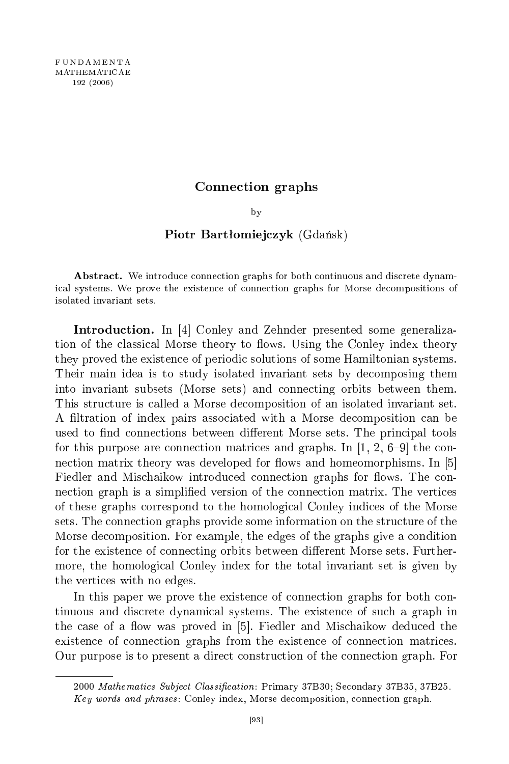# Connection graphs

by

**Piotr Bartłomiejczyk** (Gdańsk)

**Abstract.** We introduce connection graphs for both continuous and discrete dynamical systems. We prove the existence of connection graphs for Morse decompositions of isolated invariant sets.

**Introduction.** In [4] Conley and Zehnder presented some generalization of the classical Morse theory to flows. Using the Conley index theory they proved the existence of periodic solutions of some Hamiltonian systems. Their main idea is to study isolated invariant sets by decomposing them into invariant subsets (Morse sets) and connecting orbits between them. This structure is called a Morse decomposition of an isolated invariant set. A filtration of index pairs associated with a Morse decomposition can be used to find connections between different Morse sets. The principal tools for this purpose are connection matrices and graphs. In [1, 2, 6–9] the connection matrix theory was developed for flows and homeomorphisms. In [5] Fiedler and Mischaikow introduced connection graphs for flows. The connection graph is a simplified version of the connection matrix. The vertices of these graphs correspond to the homological Conley indices of the Morse sets. The connection graphs provide some information on the structure of the Morse decomposition. For example, the edges of the graphs give a condition for the existence of connecting orbits between different Morse sets. Furthermore, the homological Conley index for the total invariant set is given by the vertices with no edges.

In this paper we prove the existence of connection graphs for both continuous and discrete dynamical systems. The existence of such a graph in the case of a flow was proved in [5]. Fiedler and Mischaikow deduced the existence of connection graphs from the existence of connection matrices. Our purpose is to present a direct construction of the connection graph. For

---

2000 *Mathematics Subject Classification*: Primary 37B30; Secondary 37B35, 37B25.

*Key words and phrases*: Conley index, Morse decomposition, connection graph.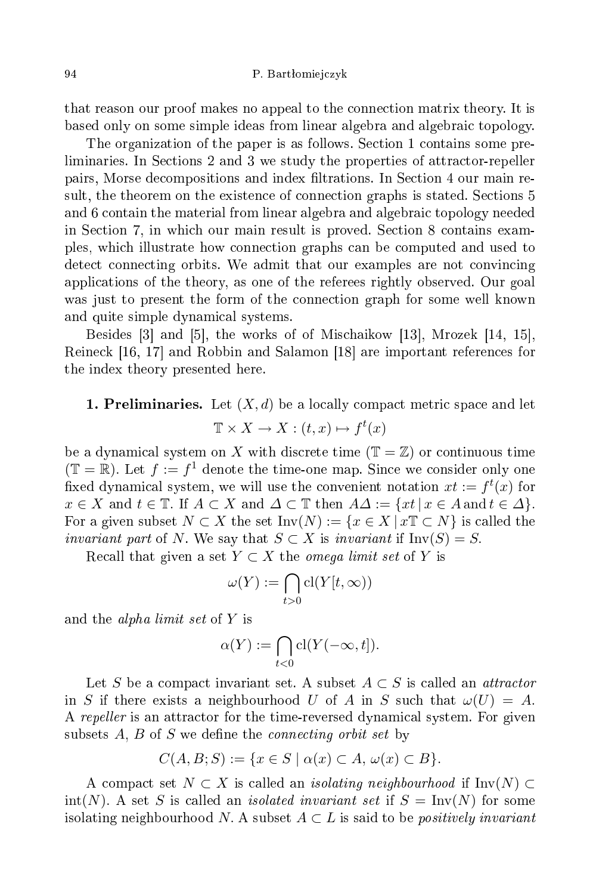that reason our proof makes no appeal to the connection matrix theory. It is based only on some simple ideas from linear algebra and algebraic topology.

The organization of the paper is as follows. Section 1 contains some preliminaries. In Sections 2 and 3 we study the properties of attractor-repeller pairs, Morse decompositions and index filtrations. In Section 4 our main result, the theorem on the existence of connection graphs is stated. Sections 5 and 6 contain the material from linear algebra and algebraic topology needed in Section 7, in which our main result is proved. Section 8 contains examples, which illustrate how connection graphs can be computed and used to detect connecting orbits. We admit that our examples are not convincing applications of the theory, as one of the referees rightly observed. Our goal was just to present the form of the connection graph for some well known and quite simple dynamical systems.

Besides [3] and [5], the works of of Mischaikow [13], Mrozek [14, 15], Reineck [16, 17] and Robbin and Salamon [18] are important references for the index theory presented here.

**1. Preliminaries.** Let $(X, d)$ be a locally compact metric space and let

$$\mathbb{T} \times X \to X : (t, x) \mapsto f^t(x)$$

be a dynamical system on $X$ with discrete time ($\mathbb{T} = \mathbb{Z}$) or continuous time ($\mathbb{T} = \mathbb{R}$). Let $f := f^1$ denote the time-one map. Since we consider only one fixed dynamical system, we will use the convenient notation $xt := f^t(x)$ for $x \in X$ and $t \in \mathbb{T}$. If $A \subset X$ and $\Delta \subset \mathbb{T}$ then $A\Delta := \{xt \mid x \in A \text{ and } t \in \Delta\}$. For a given subset $N \subset X$ the set $\mathrm{Inv}(N) := \{x \in X \mid x\mathbb{T} \subset N\}$ is called the *invariant part* of $N$. We say that $S \subset X$ is *invariant* if $\mathrm{Inv}(S) = S$.

Recall that given a set $Y \subset X$ the *omega limit set* of $Y$ is

$$\omega(Y) := \bigcap_{t>0} \mathrm{cl}(Y[t, \infty))$$

and the *alpha limit set* of $Y$ is

$$\alpha(Y) := \bigcap_{t<0} \mathrm{cl}(Y(-\infty, t]).$$

Let $S$ be a compact invariant set. A subset $A \subset S$ is called an *attractor* in $S$ if there exists a neighbourhood $U$ of $A$ in $S$ such that $\omega(U) = A$. A *repeller* is an attractor for the time-reversed dynamical system. For given subsets $A$, $B$ of $S$ we define the *connecting orbit set* by

$$C(A, B; S) := \{x \in S \mid \alpha(x) \subset A,\ \omega(x) \subset B\}.$$

A compact set $N \subset X$ is called an *isolating neighbourhood* if $\mathrm{Inv}(N) \subset \mathrm{int}(N)$. A set $S$ is called an *isolated invariant set* if $S = \mathrm{Inv}(N)$ for some isolating neighbourhood $N$. A subset $A \subset L$ is said to be *positively invariant*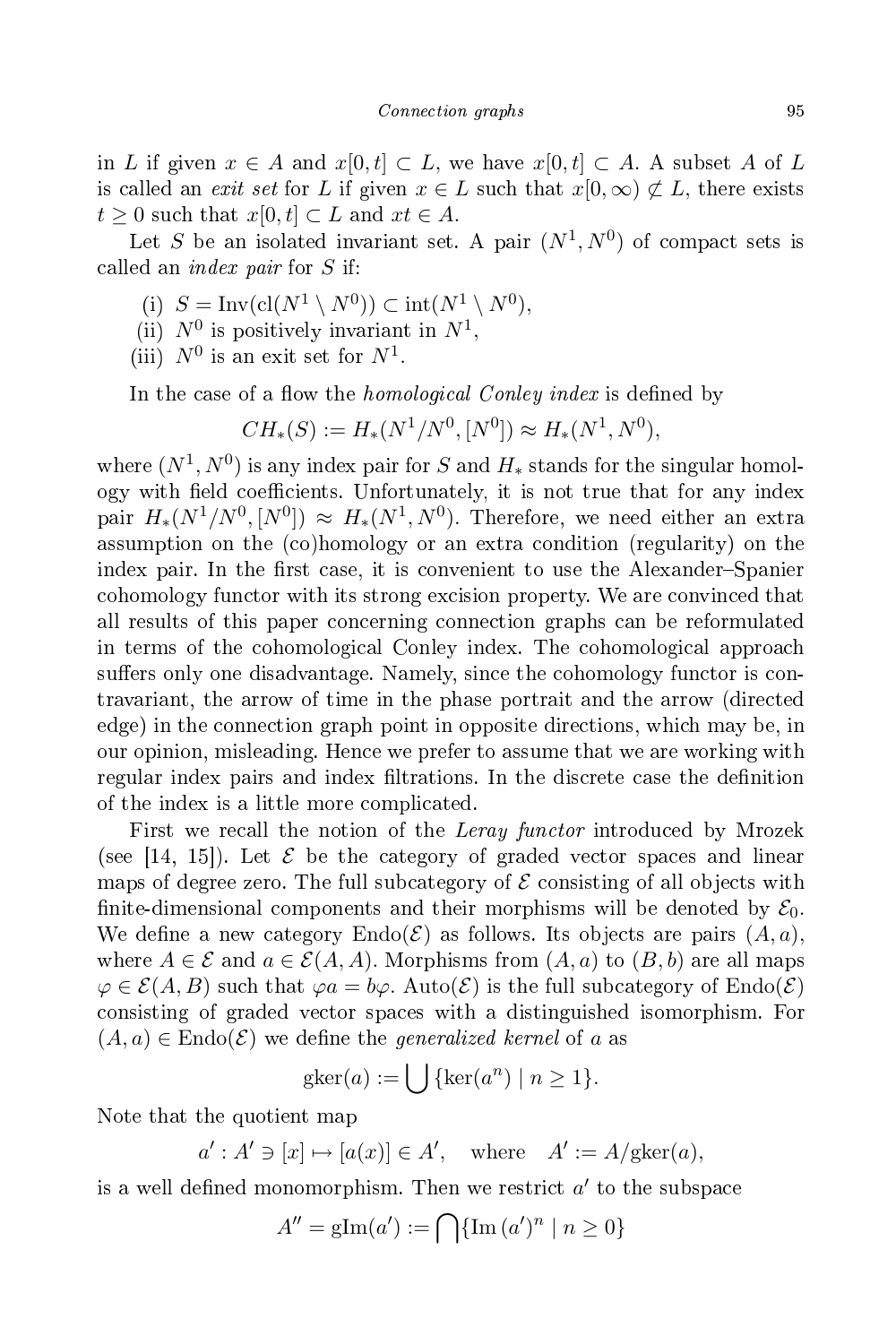in $L$ if given $x \in A$ and $x[0,t] \subset L$, we have $x[0,t] \subset A$. A subset $A$ of $L$ is called an *exit set* for $L$ if given $x \in L$ such that $x[0,\infty) \not\subset L$, there exists $t \geq 0$ such that $x[0,t] \subset L$ and $xt \in A$.

Let $S$ be an isolated invariant set. A pair $(N^1, N^0)$ of compact sets is called an *index pair* for $S$ if:

(i) $S = \mathrm{Inv}(\mathrm{cl}(N^1 \setminus N^0)) \subset \mathrm{int}(N^1 \setminus N^0)$,

(ii) $N^0$ is positively invariant in $N^1$,

(iii) $N^0$ is an exit set for $N^1$.

In the case of a flow the *homological Conley index* is defined by

$$CH_*(S) := H_*(N^1/N^0, [N^0]) \approx H_*(N^1, N^0),$$

where $(N^1, N^0)$ is any index pair for $S$ and $H_*$ stands for the singular homology with field coefficients. Unfortunately, it is not true that for any index pair $H_*(N^1/N^0, [N^0]) \approx H_*(N^1, N^0)$. Therefore, we need either an extra assumption on the (co)homology or an extra condition (regularity) on the index pair. In the first case, it is convenient to use the Alexander–Spanier cohomology functor with its strong excision property. We are convinced that all results of this paper concerning connection graphs can be reformulated in terms of the cohomological Conley index. The cohomological approach suffers only one disadvantage. Namely, since the cohomology functor is contravariant, the arrow of time in the phase portrait and the arrow (directed edge) in the connection graph point in opposite directions, which may be, in our opinion, misleading. Hence we prefer to assume that we are working with regular index pairs and index filtrations. In the discrete case the definition of the index is a little more complicated.

First we recall the notion of the *Leray functor* introduced by Mrozek (see [14, 15]). Let $\mathcal{E}$ be the category of graded vector spaces and linear maps of degree zero. The full subcategory of $\mathcal{E}$ consisting of all objects with finite-dimensional components and their morphisms will be denoted by $\mathcal{E}_0$. We define a new category $\mathrm{Endo}(\mathcal{E})$ as follows. Its objects are pairs $(A, a)$, where $A \in \mathcal{E}$ and $a \in \mathcal{E}(A, A)$. Morphisms from $(A, a)$ to $(B, b)$ are all maps $\varphi \in \mathcal{E}(A, B)$ such that $\varphi a = b\varphi$. $\mathrm{Auto}(\mathcal{E})$ is the full subcategory of $\mathrm{Endo}(\mathcal{E})$ consisting of graded vector spaces with a distinguished isomorphism. For $(A, a) \in \mathrm{Endo}(\mathcal{E})$ we define the *generalized kernel* of $a$ as

$$\mathrm{gker}(a) := \bigcup \{\ker(a^n) \mid n \geq 1\}.$$

Note that the quotient map

$$a' : A' \ni [x] \mapsto [a(x)] \in A', \quad \text{where} \quad A' := A/\mathrm{gker}(a),$$

is a well defined monomorphism. Then we restrict $a'$ to the subspace

$$A'' = \mathrm{gIm}(a') := \bigcap \{\mathrm{Im}\,(a')^n \mid n \geq 0\}$$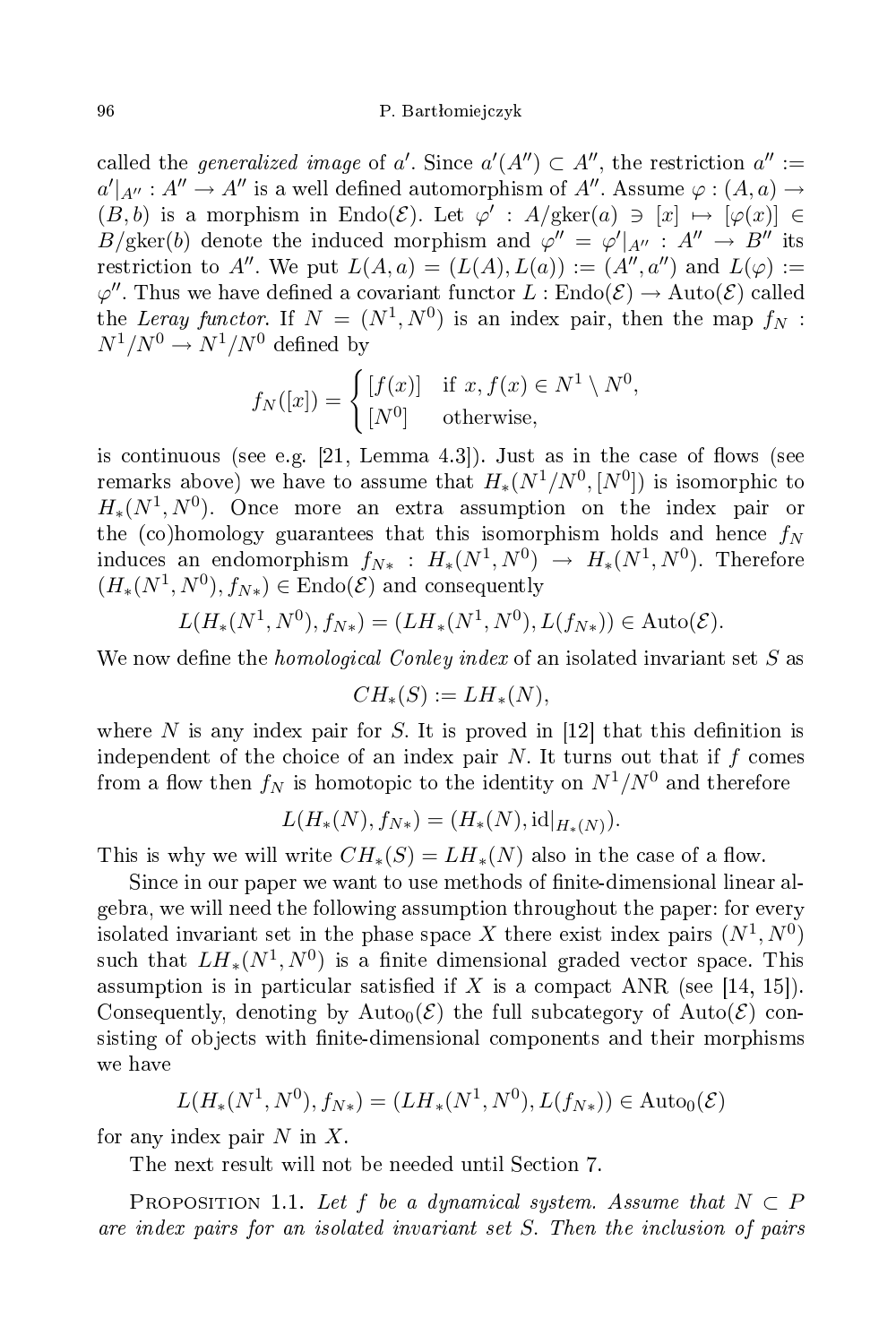called the *generalized image* of $a'$. Since $a'(A'') \subset A''$, the restriction $a'' := a'|_{A''} : A'' \to A''$ is a well defined automorphism of $A''$. Assume $\varphi : (A, a) \to (B, b)$ is a morphism in $\mathrm{Endo}(\mathcal{E})$. Let $\varphi' : A/\mathrm{gker}(a) \ni [x] \mapsto [\varphi(x)] \in B/\mathrm{gker}(b)$ denote the induced morphism and $\varphi'' = \varphi'|_{A''} : A'' \to B''$ its restriction to $A''$. We put $L(A, a) = (L(A), L(a)) := (A'', a'')$ and $L(\varphi) := \varphi''$. Thus we have defined a covariant functor $L : \mathrm{Endo}(\mathcal{E}) \to \mathrm{Auto}(\mathcal{E})$ called the *Leray functor*. If $N = (N^1, N^0)$ is an index pair, then the map $f_N : N^1/N^0 \to N^1/N^0$ defined by

$$f_N([x]) = \begin{cases} [f(x)] & \text{if } x, f(x) \in N^1 \setminus N^0, \\ [N^0] & \text{otherwise,} \end{cases}$$

is continuous (see e.g. [21, Lemma 4.3]). Just as in the case of flows (see remarks above) we have to assume that $H_*(N^1/N^0, [N^0])$ is isomorphic to $H_*(N^1, N^0)$. Once more an extra assumption on the index pair or the (co)homology guarantees that this isomorphism holds and hence $f_N$ induces an endomorphism $f_{N*} : H_*(N^1, N^0) \to H_*(N^1, N^0)$. Therefore $(H_*(N^1, N^0), f_{N*}) \in \mathrm{Endo}(\mathcal{E})$ and consequently

$$L(H_*(N^1, N^0), f_{N*}) = (LH_*(N^1, N^0), L(f_{N*})) \in \mathrm{Auto}(\mathcal{E}).$$

We now define the *homological Conley index* of an isolated invariant set $S$ as

$$CH_*(S) := LH_*(N),$$

where $N$ is any index pair for $S$. It is proved in [12] that this definition is independent of the choice of an index pair $N$. It turns out that if $f$ comes from a flow then $f_N$ is homotopic to the identity on $N^1/N^0$ and therefore

$$L(H_*(N), f_{N*}) = (H_*(N), \mathrm{id}|_{H_*(N)}).$$

This is why we will write $CH_*(S) = LH_*(N)$ also in the case of a flow.

Since in our paper we want to use methods of finite-dimensional linear algebra, we will need the following assumption throughout the paper: for every isolated invariant set in the phase space $X$ there exist index pairs $(N^1, N^0)$ such that $LH_*(N^1, N^0)$ is a finite dimensional graded vector space. This assumption is in particular satisfied if $X$ is a compact ANR (see [14, 15]). Consequently, denoting by $\mathrm{Auto}_0(\mathcal{E})$ the full subcategory of $\mathrm{Auto}(\mathcal{E})$ consisting of objects with finite-dimensional components and their morphisms we have

$$L(H_*(N^1, N^0), f_{N*}) = (LH_*(N^1, N^0), L(f_{N*})) \in \mathrm{Auto}_0(\mathcal{E})$$

for any index pair $N$ in $X$.

The next result will not be needed until Section 7.

Proposition 1.1. *Let $f$ be a dynamical system. Assume that $N \subset P$ are index pairs for an isolated invariant set $S$. Then the inclusion of pairs*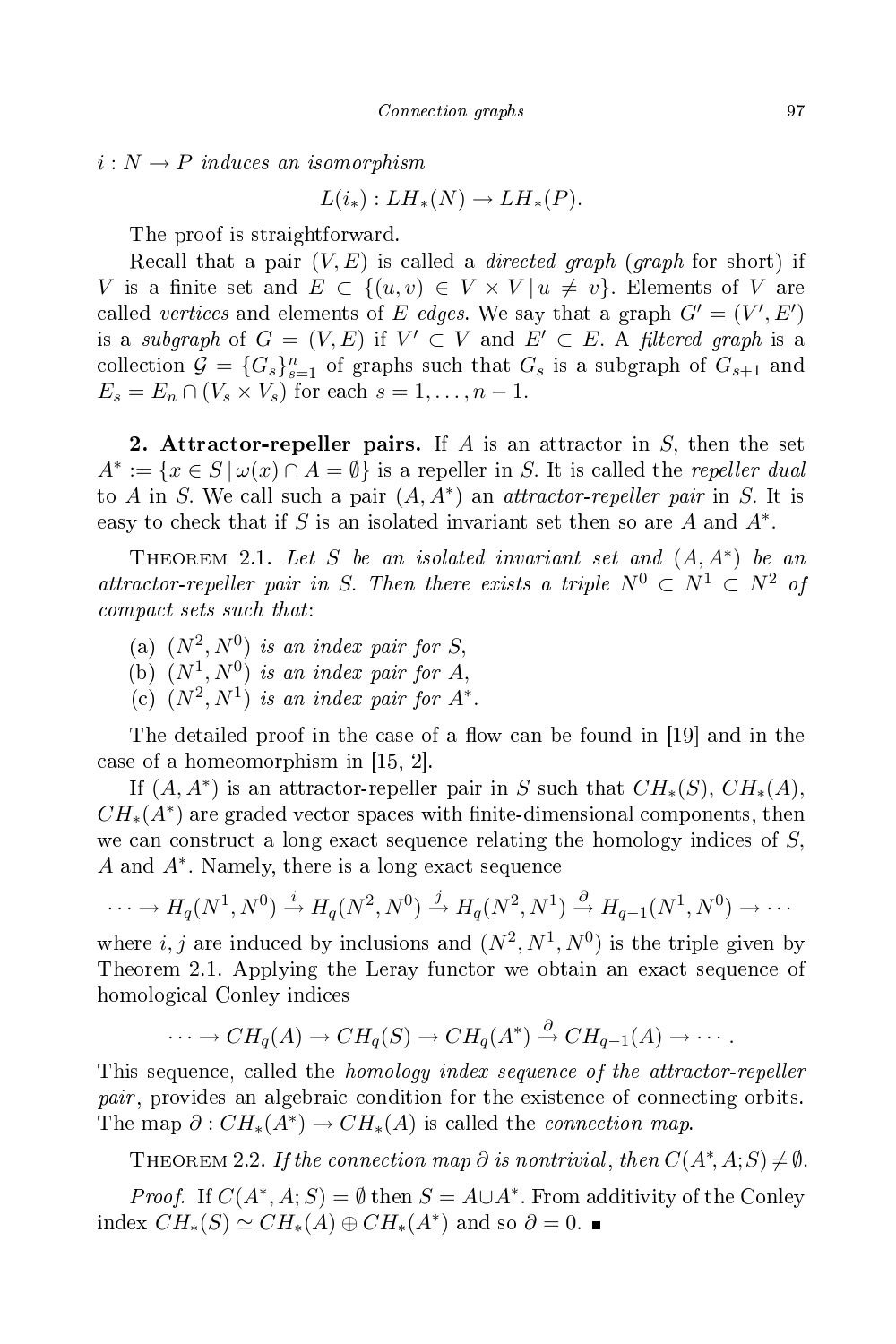*$i : N \to P$ induces an isomorphism*

$$L(i_*) : LH_*(N) \to LH_*(P).$$

The proof is straightforward.

Recall that a pair $(V, E)$ is called a *directed graph* (*graph* for short) if $V$ is a finite set and $E \subset \{(u, v) \in V \times V \mid u \neq v\}$. Elements of $V$ are called *vertices* and elements of $E$ *edges*. We say that a graph $G' = (V', E')$ is a *subgraph* of $G = (V, E)$ if $V' \subset V$ and $E' \subset E$. A *filtered graph* is a collection $\mathcal{G} = \{G_s\}_{s=1}^n$ of graphs such that $G_s$ is a subgraph of $G_{s+1}$ and $E_s = E_n \cap (V_s \times V_s)$ for each $s = 1, \ldots, n-1$.

**2. Attractor-repeller pairs.** If $A$ is an attractor in $S$, then the set $A^* := \{x \in S \mid \omega(x) \cap A = \emptyset\}$ is a repeller in $S$. It is called the *repeller dual* to $A$ in $S$. We call such a pair $(A, A^*)$ an *attractor-repeller pair* in $S$. It is easy to check that if $S$ is an isolated invariant set then so are $A$ and $A^*$.

Theorem 2.1. *Let $S$ be an isolated invariant set and $(A, A^*)$ be an attractor-repeller pair in $S$. Then there exists a triple $N^0 \subset N^1 \subset N^2$ of compact sets such that*:

(a) *$(N^2, N^0)$ is an index pair for $S$,*
(b) *$(N^1, N^0)$ is an index pair for $A$,*
(c) *$(N^2, N^1)$ is an index pair for $A^*$.*

The detailed proof in the case of a flow can be found in [19] and in the case of a homeomorphism in [15, 2].

If $(A, A^*)$ is an attractor-repeller pair in $S$ such that $CH_*(S)$, $CH_*(A)$, $CH_*(A^*)$ are graded vector spaces with finite-dimensional components, then we can construct a long exact sequence relating the homology indices of $S$, $A$ and $A^*$. Namely, there is a long exact sequence

$$\cdots \to H_q(N^1, N^0) \xrightarrow{i} H_q(N^2, N^0) \xrightarrow{j} H_q(N^2, N^1) \xrightarrow{\partial} H_{q-1}(N^1, N^0) \to \cdots$$

where $i, j$ are induced by inclusions and $(N^2, N^1, N^0)$ is the triple given by Theorem 2.1. Applying the Leray functor we obtain an exact sequence of homological Conley indices

$$\cdots \to CH_q(A) \to CH_q(S) \to CH_q(A^*) \xrightarrow{\partial} CH_{q-1}(A) \to \cdots.$$

This sequence, called the *homology index sequence of the attractor-repeller pair*, provides an algebraic condition for the existence of connecting orbits. The map $\partial : CH_*(A^*) \to CH_*(A)$ is called the *connection map*.

Theorem 2.2. *If the connection map $\partial$ is nontrivial, then $C(A^*, A; S) \neq \emptyset$.*

*Proof.* If $C(A^*, A; S) = \emptyset$ then $S = A \cup A^*$. From additivity of the Conley index $CH_*(S) \simeq CH_*(A) \oplus CH_*(A^*)$ and so $\partial = 0$. ∎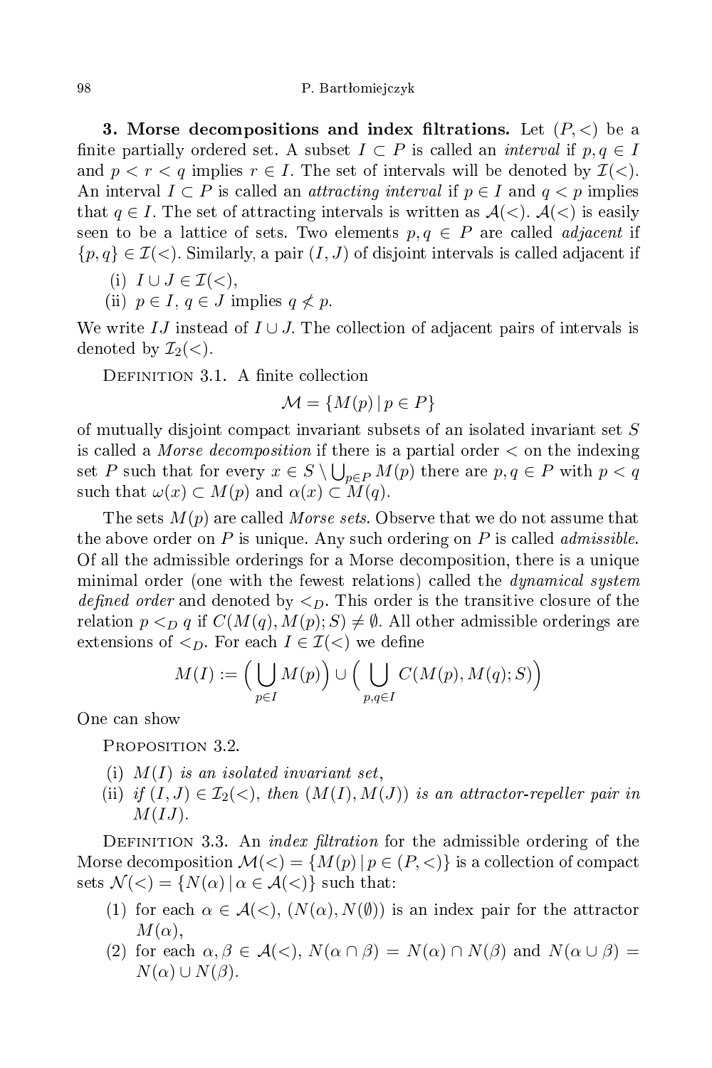**3. Morse decompositions and index filtrations.** Let $(P,<)$ be a finite partially ordered set. A subset $I \subset P$ is called an *interval* if $p, q \in I$ and $p < r < q$ implies $r \in I$. The set of intervals will be denoted by $\mathcal{I}(<)$. An interval $I \subset P$ is called an *attracting interval* if $p \in I$ and $q < p$ implies that $q \in I$. The set of attracting intervals is written as $\mathcal{A}(<)$. $\mathcal{A}(<)$ is easily seen to be a lattice of sets. Two elements $p, q \in P$ are called *adjacent* if $\{p, q\} \in \mathcal{I}(<)$. Similarly, a pair $(I, J)$ of disjoint intervals is called adjacent if

(i) $I \cup J \in \mathcal{I}(<)$,

(ii) $p \in I$, $q \in J$ implies $q \not< p$.

We write $IJ$ instead of $I \cup J$. The collection of adjacent pairs of intervals is denoted by $\mathcal{I}_2(<)$.

Definition 3.1. A finite collection

$$\mathcal{M} = \{M(p) \mid p \in P\}$$

of mutually disjoint compact invariant subsets of an isolated invariant set $S$ is called a *Morse decomposition* if there is a partial order $<$ on the indexing set $P$ such that for every $x \in S \setminus \bigcup_{p \in P} M(p)$ there are $p, q \in P$ with $p < q$ such that $\omega(x) \subset M(p)$ and $\alpha(x) \subset M(q)$.

The sets $M(p)$ are called *Morse sets*. Observe that we do not assume that the above order on $P$ is unique. Any such ordering on $P$ is called *admissible*. Of all the admissible orderings for a Morse decomposition, there is a unique minimal order (one with the fewest relations) called the *dynamical system defined order* and denoted by $<_D$. This order is the transitive closure of the relation $p <_D q$ if $C(M(q), M(p); S) \neq \emptyset$. All other admissible orderings are extensions of $<_D$. For each $I \in \mathcal{I}(<)$ we define

$$M(I) := \Big(\bigcup_{p \in I} M(p)\Big) \cup \Big(\bigcup_{p,q \in I} C(M(p), M(q); S)\Big)$$

One can show

Proposition 3.2.

(i) *$M(I)$ is an isolated invariant set,*

(ii) *if $(I, J) \in \mathcal{I}_2(<)$, then $(M(I), M(J))$ is an attractor-repeller pair in $M(IJ)$.*

Definition 3.3. An *index filtration* for the admissible ordering of the Morse decomposition $\mathcal{M}(<) = \{M(p) \mid p \in (P,<)\}$ is a collection of compact sets $\mathcal{N}(<) = \{N(\alpha) \mid \alpha \in \mathcal{A}(<)\}$ such that:

(1) for each $\alpha \in \mathcal{A}(<)$, $(N(\alpha), N(\emptyset))$ is an index pair for the attractor $M(\alpha)$,

(2) for each $\alpha, \beta \in \mathcal{A}(<)$, $N(\alpha \cap \beta) = N(\alpha) \cap N(\beta)$ and $N(\alpha \cup \beta) = N(\alpha) \cup N(\beta)$.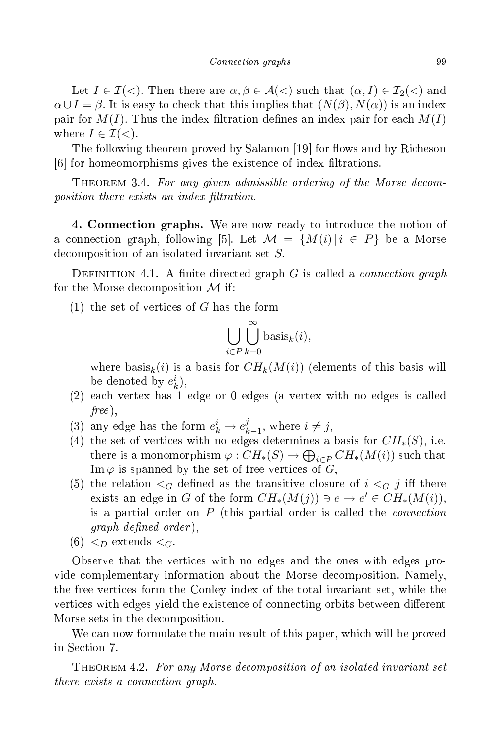Let $I \in \mathcal{I}(<)$. Then there are $\alpha, \beta \in \mathcal{A}(<)$ such that $(\alpha, I) \in \mathcal{I}_2(<)$ and $\alpha \cup I = \beta$. It is easy to check that this implies that $(N(\beta), N(\alpha))$ is an index pair for $M(I)$. Thus the index filtration defines an index pair for each $M(I)$ where $I \in \mathcal{I}(<)$.

The following theorem proved by Salamon [19] for flows and by Richeson [6] for homeomorphisms gives the existence of index filtrations.

THEOREM 3.4. *For any given admissible ordering of the Morse decomposition there exists an index filtration.*

**4. Connection graphs.** We are now ready to introduce the notion of a connection graph, following [5]. Let $\mathcal{M} = \{M(i) \mid i \in P\}$ be a Morse decomposition of an isolated invariant set $S$.

DEFINITION 4.1. A finite directed graph $G$ is called a *connection graph* for the Morse decomposition $\mathcal{M}$ if:

(1) the set of vertices of $G$ has the form

$$\bigcup_{i \in P} \bigcup_{k=0}^{\infty} \operatorname{basis}_k(i),$$

where $\operatorname{basis}_k(i)$ is a basis for $CH_k(M(i))$ (elements of this basis will be denoted by $e_k^i$),

(2) each vertex has 1 edge or 0 edges (a vertex with no edges is called *free*),

(3) any edge has the form $e_k^i \to e_{k-1}^j$, where $i \neq j$,

(4) the set of vertices with no edges determines a basis for $CH_*(S)$, i.e. there is a monomorphism $\varphi : CH_*(S) \to \bigoplus_{i \in P} CH_*(M(i))$ such that $\operatorname{Im} \varphi$ is spanned by the set of free vertices of $G$,

(5) the relation $<_G$ defined as the transitive closure of $i <_G j$ iff there exists an edge in $G$ of the form $CH_*(M(j)) \ni e \to e' \in CH_*(M(i))$, is a partial order on $P$ (this partial order is called the *connection graph defined order*),

(6) $<_D$ extends $<_G$.

Observe that the vertices with no edges and the ones with edges provide complementary information about the Morse decomposition. Namely, the free vertices form the Conley index of the total invariant set, while the vertices with edges yield the existence of connecting orbits between different Morse sets in the decomposition.

We can now formulate the main result of this paper, which will be proved in Section 7.

THEOREM 4.2. *For any Morse decomposition of an isolated invariant set there exists a connection graph.*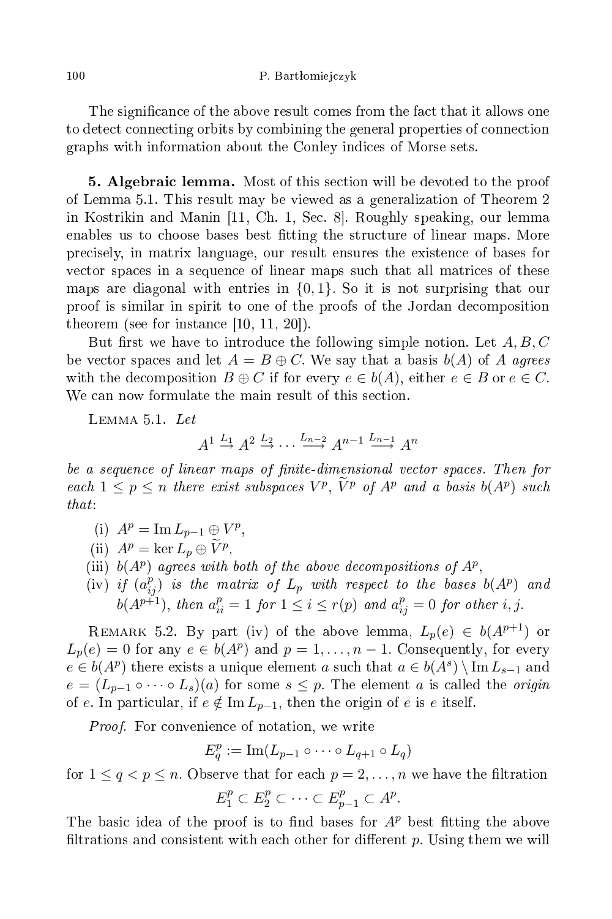The significance of the above result comes from the fact that it allows one to detect connecting orbits by combining the general properties of connection graphs with information about the Conley indices of Morse sets.

**5. Algebraic lemma.** Most of this section will be devoted to the proof of Lemma 5.1. This result may be viewed as a generalization of Theorem 2 in Kostrikin and Manin [11, Ch. 1, Sec. 8]. Roughly speaking, our lemma enables us to choose bases best fitting the structure of linear maps. More precisely, in matrix language, our result ensures the existence of bases for vector spaces in a sequence of linear maps such that all matrices of these maps are diagonal with entries in $\{0,1\}$. So it is not surprising that our proof is similar in spirit to one of the proofs of the Jordan decomposition theorem (see for instance [10, 11, 20]).

But first we have to introduce the following simple notion. Let $A, B, C$ be vector spaces and let $A = B \oplus C$. We say that a basis $b(A)$ of $A$ *agrees* with the decomposition $B \oplus C$ if for every $e \in b(A)$, either $e \in B$ or $e \in C$. We can now formulate the main result of this section.

Lemma 5.1. *Let*

$$A^1 \xrightarrow{L_1} A^2 \xrightarrow{L_2} \cdots \xrightarrow{L_{n-2}} A^{n-1} \xrightarrow{L_{n-1}} A^n$$

*be a sequence of linear maps of finite-dimensional vector spaces. Then for each $1 \le p \le n$ there exist subspaces $V^p$, $\widetilde{V}^p$ of $A^p$ and a basis $b(A^p)$ such that*:

- (i) $A^p = \operatorname{Im} L_{p-1} \oplus V^p$,
- (ii) $A^p = \ker L_p \oplus \widetilde{V}^p$,
- (iii) *$b(A^p)$ agrees with both of the above decompositions of $A^p$*,
- (iv) *if $(a^p_{ij})$ is the matrix of $L_p$ with respect to the bases $b(A^p)$ and $b(A^{p+1})$, then $a^p_{ii} = 1$ for $1 \le i \le r(p)$ and $a^p_{ij} = 0$ for other $i, j$.*

Remark 5.2. By part (iv) of the above lemma, $L_p(e) \in b(A^{p+1})$ or $L_p(e) = 0$ for any $e \in b(A^p)$ and $p = 1, \dots, n-1$. Consequently, for every $e \in b(A^p)$ there exists a unique element $a$ such that $a \in b(A^s) \setminus \operatorname{Im} L_{s-1}$ and $e = (L_{p-1} \circ \dots \circ L_s)(a)$ for some $s \le p$. The element $a$ is called the *origin* of $e$. In particular, if $e \notin \operatorname{Im} L_{p-1}$, then the origin of $e$ is $e$ itself.

*Proof.* For convenience of notation, we write

$$E^p_q := \operatorname{Im}(L_{p-1} \circ \dots \circ L_{q+1} \circ L_q)$$

for $1 \le q < p \le n$. Observe that for each $p = 2, \dots, n$ we have the filtration

$$E^p_1 \subset E^p_2 \subset \dots \subset E^p_{p-1} \subset A^p.$$

The basic idea of the proof is to find bases for $A^p$ best fitting the above filtrations and consistent with each other for different $p$. Using them we will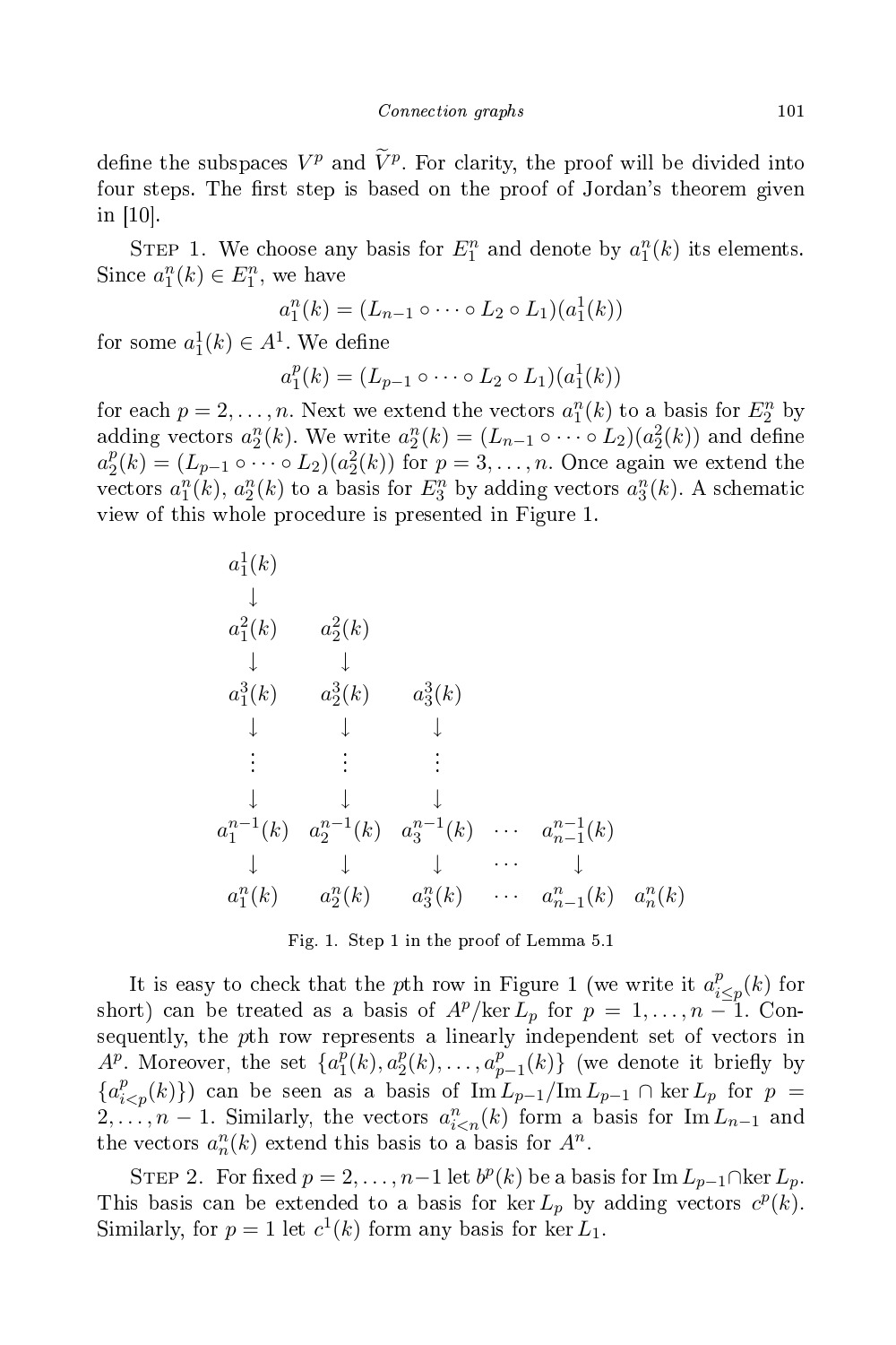define the subspaces $V^p$ and $\widetilde{V}^p$. For clarity, the proof will be divided into four steps. The first step is based on the proof of Jordan's theorem given in [10].

Step 1. We choose any basis for $E_1^n$ and denote by $a_1^n(k)$ its elements. Since $a_1^n(k) \in E_1^n$, we have

$$a_1^n(k) = (L_{n-1} \circ \cdots \circ L_2 \circ L_1)(a_1^1(k))$$

for some $a_1^1(k) \in A^1$. We define

$$a_1^p(k) = (L_{p-1} \circ \cdots \circ L_2 \circ L_1)(a_1^1(k))$$

for each $p = 2, \ldots, n$. Next we extend the vectors $a_1^n(k)$ to a basis for $E_2^n$ by adding vectors $a_2^n(k)$. We write $a_2^n(k) = (L_{n-1} \circ \cdots \circ L_2)(a_2^2(k))$ and define $a_2^p(k) = (L_{p-1} \circ \cdots \circ L_2)(a_2^2(k))$ for $p = 3, \ldots, n$. Once again we extend the vectors $a_1^n(k)$, $a_2^n(k)$ to a basis for $E_3^n$ by adding vectors $a_3^n(k)$. A schematic view of this whole procedure is presented in Figure 1.

$$\begin{array}{cccccc}
a_1^1(k) & & & & & \\
\downarrow & & & & & \\
a_1^2(k) & a_2^2(k) & & & & \\
\downarrow & \downarrow & & & & \\
a_1^3(k) & a_2^3(k) & a_3^3(k) & & & \\
\downarrow & \downarrow & \downarrow & & & \\
\vdots & \vdots & \vdots & & & \\
\downarrow & \downarrow & \downarrow & & & \\
a_1^{n-1}(k) & a_2^{n-1}(k) & a_3^{n-1}(k) & \cdots & a_{n-1}^{n-1}(k) & \\
\downarrow & \downarrow & \downarrow & \cdots & \downarrow & \\
a_1^n(k) & a_2^n(k) & a_3^n(k) & \cdots & a_{n-1}^n(k) & a_n^n(k)
\end{array}$$

Fig. 1. Step 1 in the proof of Lemma 5.1

It is easy to check that the $p$th row in Figure 1 (we write it $a_{i\le p}^p(k)$ for short) can be treated as a basis of $A^p/\ker L_p$ for $p = 1, \ldots, n-1$. Consequently, the $p$th row represents a linearly independent set of vectors in $A^p$. Moreover, the set $\{a_1^p(k), a_2^p(k), \ldots, a_{p-1}^p(k)\}$ (we denote it briefly by $\{a_{i<p}^p(k)\}$) can be seen as a basis of $\operatorname{Im} L_{p-1}/\operatorname{Im} L_{p-1} \cap \ker L_p$ for $p = 2, \ldots, n-1$. Similarly, the vectors $a_{i<n}^n(k)$ form a basis for $\operatorname{Im} L_{n-1}$ and the vectors $a_n^n(k)$ extend this basis to a basis for $A^n$.

Step 2. For fixed $p = 2, \ldots, n-1$ let $b^p(k)$ be a basis for $\operatorname{Im} L_{p-1} \cap \ker L_p$. This basis can be extended to a basis for $\ker L_p$ by adding vectors $c^p(k)$. Similarly, for $p = 1$ let $c^1(k)$ form any basis for $\ker L_1$.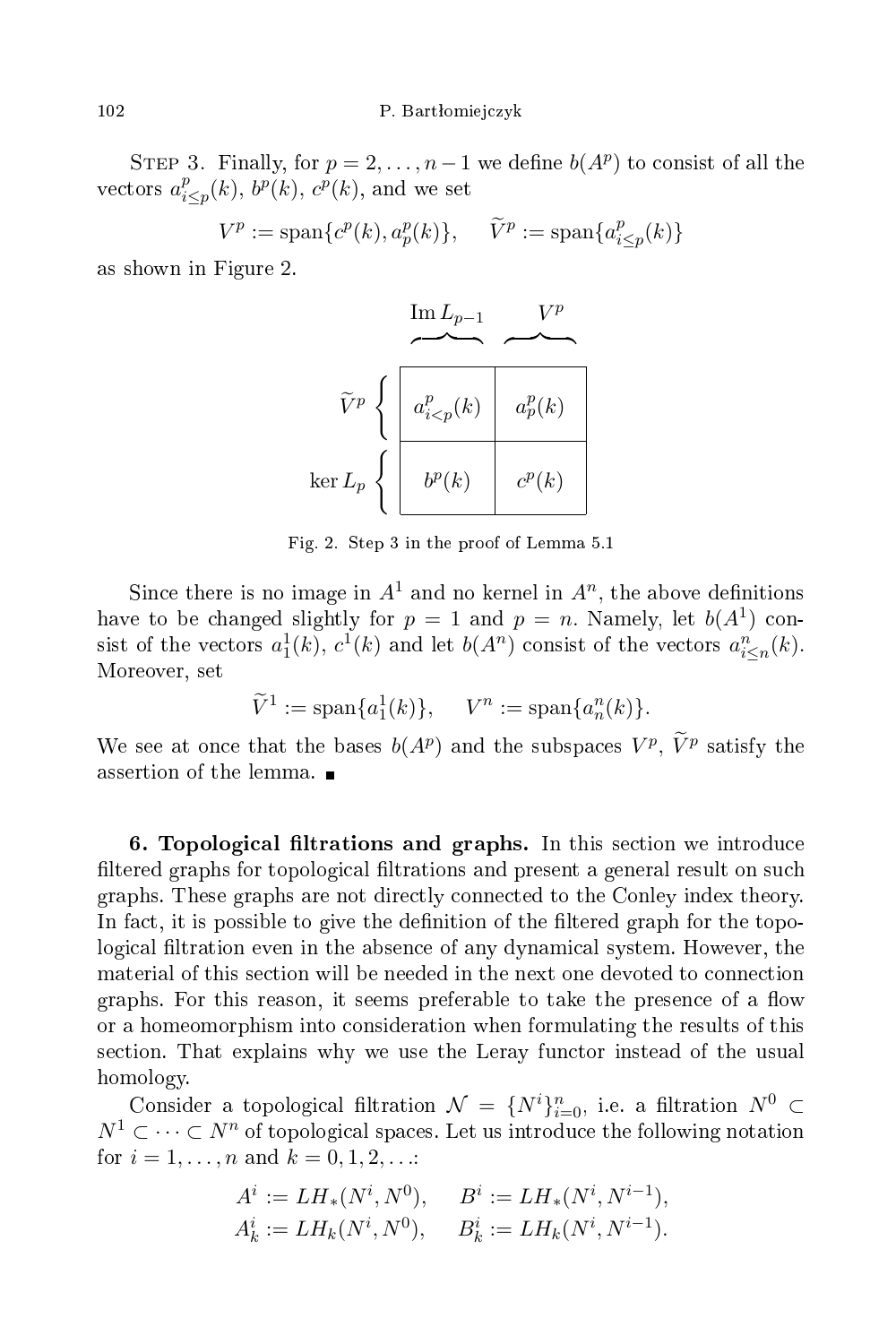STEP 3. Finally, for $p = 2, \ldots, n-1$ we define $b(A^p)$ to consist of all the vectors $a^p_{i\leq p}(k)$, $b^p(k)$, $c^p(k)$, and we set

$$V^p := \operatorname{span}\{c^p(k), a^p_p(k)\}, \qquad \widetilde{V}^p := \operatorname{span}\{a^p_{i\leq p}(k)\}$$

as shown in Figure 2.

| | $\operatorname{Im} L_{p-1}$ | $V^p$ |
|---|---|---|
| $\widetilde{V}^p$ | $a^p_{i<p}(k)$ | $a^p_p(k)$ |
| $\ker L_p$ | $b^p(k)$ | $c^p(k)$ |

Fig. 2. Step 3 in the proof of Lemma 5.1

Since there is no image in $A^1$ and no kernel in $A^n$, the above definitions have to be changed slightly for $p = 1$ and $p = n$. Namely, let $b(A^1)$ consist of the vectors $a^1_1(k)$, $c^1(k)$ and let $b(A^n)$ consist of the vectors $a^n_{i\leq n}(k)$. Moreover, set

$$\widetilde{V}^1 := \operatorname{span}\{a^1_1(k)\}, \qquad V^n := \operatorname{span}\{a^n_n(k)\}.$$

We see at once that the bases $b(A^p)$ and the subspaces $V^p$, $\widetilde{V}^p$ satisfy the assertion of the lemma. ∎

## 6. Topological filtrations and graphs.

In this section we introduce filtered graphs for topological filtrations and present a general result on such graphs. These graphs are not directly connected to the Conley index theory. In fact, it is possible to give the definition of the filtered graph for the topological filtration even in the absence of any dynamical system. However, the material of this section will be needed in the next one devoted to connection graphs. For this reason, it seems preferable to take the presence of a flow or a homeomorphism into consideration when formulating the results of this section. That explains why we use the Leray functor instead of the usual homology.

Consider a topological filtration $\mathcal{N} = \{N^i\}_{i=0}^n$, i.e. a filtration $N^0 \subset N^1 \subset \cdots \subset N^n$ of topological spaces. Let us introduce the following notation for $i = 1, \ldots, n$ and $k = 0, 1, 2, \ldots$:

$$A^i := LH_*(N^i, N^0), \qquad B^i := LH_*(N^i, N^{i-1}),$$
$$A^i_k := LH_k(N^i, N^0), \qquad B^i_k := LH_k(N^i, N^{i-1}).$$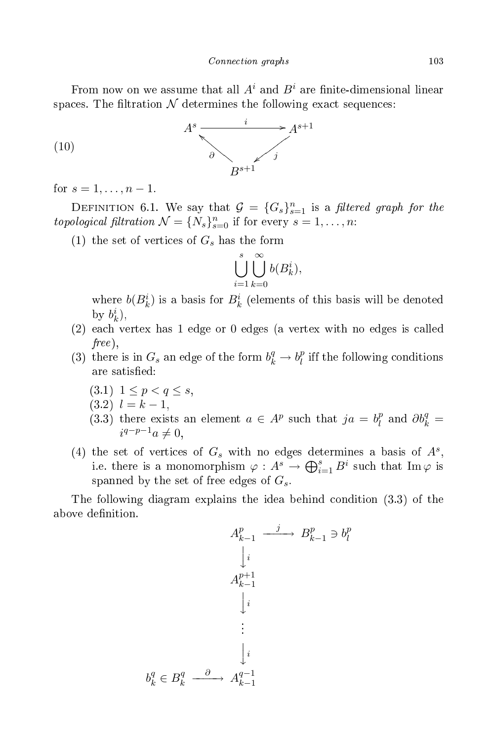From now on we assume that all $A^i$ and $B^i$ are finite-dimensional linear spaces. The filtration $\mathcal{N}$ determines the following exact sequences:

$$
\begin{array}{ccc}
A^s & \xrightarrow{\quad i \quad} & A^{s+1} \\
& \nwarrow^{\partial} \quad \swarrow_{j} & \\
& B^{s+1} &
\end{array}
\tag{10}
$$

for $s = 1, \dots, n-1$.

Definition 6.1. We say that $\mathcal{G} = \{G_s\}_{s=1}^n$ is a *filtered graph for the topological filtration* $\mathcal{N} = \{N_s\}_{s=0}^n$ if for every $s = 1, \dots, n$:

(1) the set of vertices of $G_s$ has the form
$$\bigcup_{i=1}^{s} \bigcup_{k=0}^{\infty} b(B_k^i),$$
where $b(B_k^i)$ is a basis for $B_k^i$ (elements of this basis will be denoted by $b_k^i$),

(2) each vertex has 1 edge or 0 edges (a vertex with no edges is called *free*),

(3) there is in $G_s$ an edge of the form $b_k^q \to b_l^p$ iff the following conditions are satisfied:

 (3.1) $1 \le p < q \le s$,

 (3.2) $l = k - 1$,

 (3.3) there exists an element $a \in A^p$ such that $ja = b_l^p$ and $\partial b_k^q = i^{q-p-1}a \ne 0$,

(4) the set of vertices of $G_s$ with no edges determines a basis of $A^s$, i.e. there is a monomorphism $\varphi : A^s \to \bigoplus_{i=1}^s B^i$ such that $\operatorname{Im}\varphi$ is spanned by the set of free edges of $G_s$.

The following diagram explains the idea behind condition (3.3) of the above definition.

$$
\begin{array}{ccccc}
 & & A_{k-1}^p & \xrightarrow{\ j\ } & B_{k-1}^p \ni b_l^p \\
 & & \big\downarrow{\scriptstyle i} & & \\
 & & A_{k-1}^{p+1} & & \\
 & & \big\downarrow{\scriptstyle i} & & \\
 & & \vdots & & \\
 & & \big\downarrow{\scriptstyle i} & & \\
b_k^q \in B_k^q & \xrightarrow{\ \partial\ } & A_{k-1}^{q-1} & &
\end{array}
$$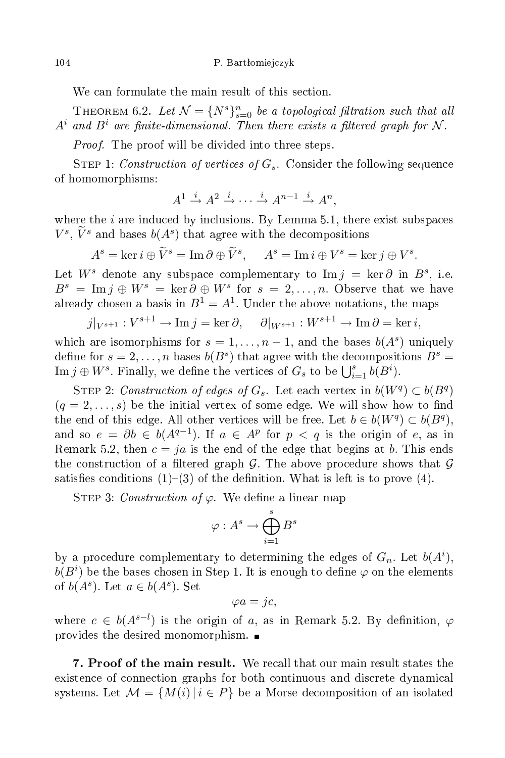We can formulate the main result of this section.

Theorem 6.2. *Let $\mathcal{N} = \{N^s\}_{s=0}^n$ be a topological filtration such that all $A^i$ and $B^i$ are finite-dimensional. Then there exists a filtered graph for $\mathcal{N}$.*

*Proof.* The proof will be divided into three steps.

Step 1: *Construction of vertices of $G_s$.* Consider the following sequence of homomorphisms:

$$A^1 \xrightarrow{i} A^2 \xrightarrow{i} \cdots \xrightarrow{i} A^{n-1} \xrightarrow{i} A^n,$$

where the $i$ are induced by inclusions. By Lemma 5.1, there exist subspaces $V^s$, $\widetilde{V}^s$ and bases $b(A^s)$ that agree with the decompositions

$$A^s = \ker i \oplus \widetilde{V}^s = \operatorname{Im} \partial \oplus \widetilde{V}^s, \quad A^s = \operatorname{Im} i \oplus V^s = \ker j \oplus V^s.$$

Let $W^s$ denote any subspace complementary to $\operatorname{Im} j = \ker \partial$ in $B^s$, i.e. $B^s = \operatorname{Im} j \oplus W^s = \ker \partial \oplus W^s$ for $s = 2, \ldots, n$. Observe that we have already chosen a basis in $B^1 = A^1$. Under the above notations, the maps

$$j|_{V^{s+1}} : V^{s+1} \to \operatorname{Im} j = \ker \partial, \quad \partial|_{W^{s+1}} : W^{s+1} \to \operatorname{Im} \partial = \ker i,$$

which are isomorphisms for $s = 1, \ldots, n-1$, and the bases $b(A^s)$ uniquely define for $s = 2, \ldots, n$ bases $b(B^s)$ that agree with the decompositions $B^s = \operatorname{Im} j \oplus W^s$. Finally, we define the vertices of $G_s$ to be $\bigcup_{i=1}^s b(B^i)$.

Step 2: *Construction of edges of $G_s$.* Let each vertex in $b(W^q) \subset b(B^q)$ $(q = 2, \ldots, s)$ be the initial vertex of some edge. We will show how to find the end of this edge. All other vertices will be free. Let $b \in b(W^q) \subset b(B^q)$, and so $e = \partial b \in b(A^{q-1})$. If $a \in A^p$ for $p < q$ is the origin of $e$, as in Remark 5.2, then $c = ja$ is the end of the edge that begins at $b$. This ends the construction of a filtered graph $\mathcal{G}$. The above procedure shows that $\mathcal{G}$ satisfies conditions (1)–(3) of the definition. What is left is to prove (4).

Step 3: *Construction of $\varphi$.* We define a linear map

$$\varphi : A^s \to \bigoplus_{i=1}^s B^s$$

by a procedure complementary to determining the edges of $G_n$. Let $b(A^i)$, $b(B^i)$ be the bases chosen in Step 1. It is enough to define $\varphi$ on the elements of $b(A^s)$. Let $a \in b(A^s)$. Set

$$\varphi a = jc,$$

where $c \in b(A^{s-l})$ is the origin of $a$, as in Remark 5.2. By definition, $\varphi$ provides the desired monomorphism. ∎

**7. Proof of the main result.** We recall that our main result states the existence of connection graphs for both continuous and discrete dynamical systems. Let $\mathcal{M} = \{M(i) \mid i \in P\}$ be a Morse decomposition of an isolated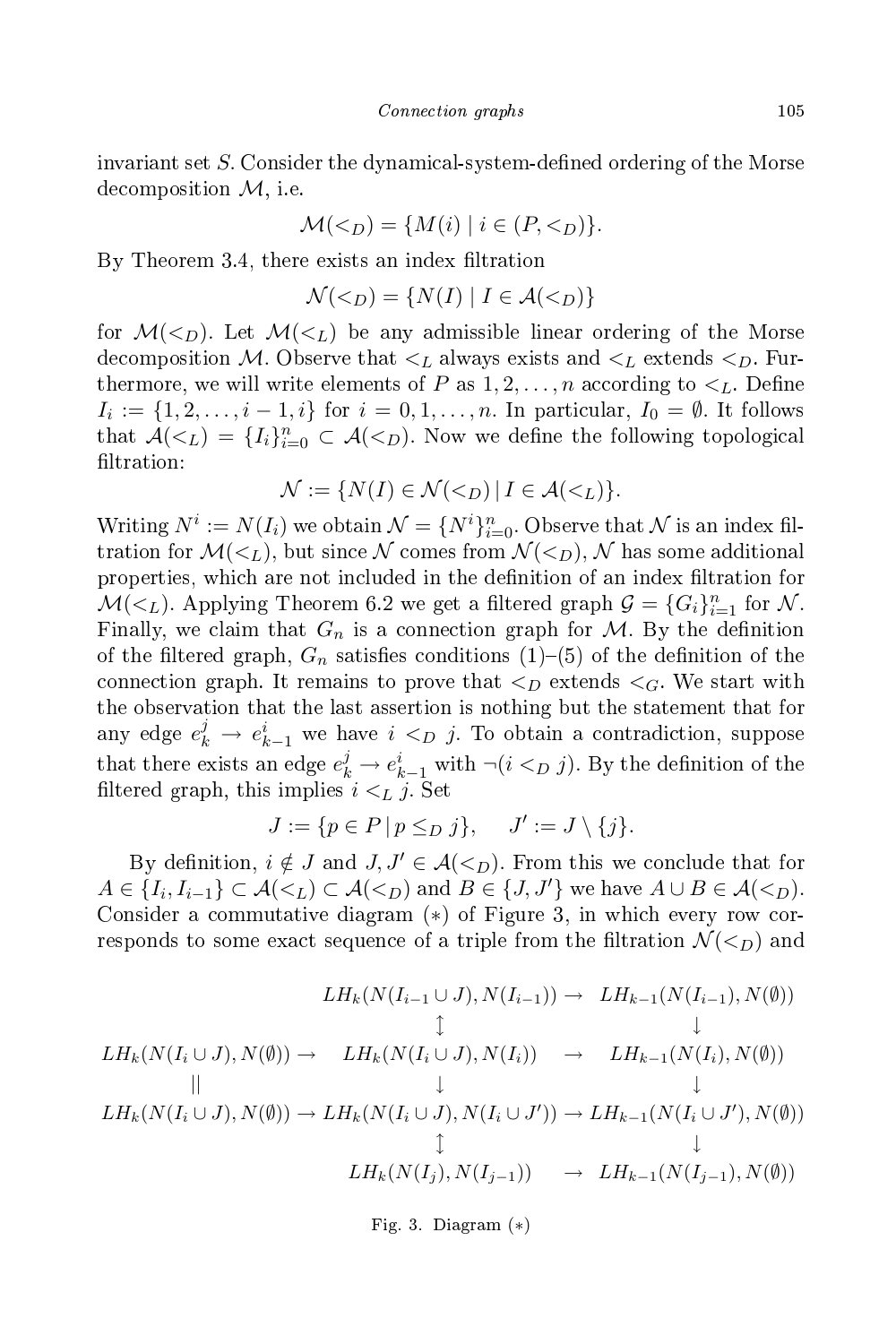invariant set $S$. Consider the dynamical-system-defined ordering of the Morse decomposition $\mathcal{M}$, i.e.

$$\mathcal{M}(<_D) = \{M(i) \mid i \in (P, <_D)\}.$$

By Theorem 3.4, there exists an index filtration

$$\mathcal{N}(<_D) = \{N(I) \mid I \in \mathcal{A}(<_D)\}$$

for $\mathcal{M}(<_D)$. Let $\mathcal{M}(<_L)$ be any admissible linear ordering of the Morse decomposition $\mathcal{M}$. Observe that $<_L$ always exists and $<_L$ extends $<_D$. Furthermore, we will write elements of $P$ as $1, 2, \ldots, n$ according to $<_L$. Define $I_i := \{1, 2, \ldots, i-1, i\}$ for $i = 0, 1, \ldots, n$. In particular, $I_0 = \emptyset$. It follows that $\mathcal{A}(<_L) = \{I_i\}_{i=0}^n \subset \mathcal{A}(<_D)$. Now we define the following topological filtration:

$$\mathcal{N} := \{N(I) \in \mathcal{N}(<_D) \mid I \in \mathcal{A}(<_L)\}.$$

Writing $N^i := N(I_i)$ we obtain $\mathcal{N} = \{N^i\}_{i=0}^n$. Observe that $\mathcal{N}$ is an index filtration for $\mathcal{M}(<_L)$, but since $\mathcal{N}$ comes from $\mathcal{N}(<_D)$, $\mathcal{N}$ has some additional properties, which are not included in the definition of an index filtration for $\mathcal{M}(<_L)$. Applying Theorem 6.2 we get a filtered graph $\mathcal{G} = \{G_i\}_{i=1}^n$ for $\mathcal{N}$. Finally, we claim that $G_n$ is a connection graph for $\mathcal{M}$. By the definition of the filtered graph, $G_n$ satisfies conditions (1)–(5) of the definition of the connection graph. It remains to prove that $<_D$ extends $<_G$. We start with the observation that the last assertion is nothing but the statement that for any edge $e_k^j \to e_{k-1}^i$ we have $i <_D j$. To obtain a contradiction, suppose that there exists an edge $e_k^j \to e_{k-1}^i$ with $\neg(i <_D j)$. By the definition of the filtered graph, this implies $i <_L j$. Set

$$J := \{p \in P \mid p \leq_D j\}, \qquad J' := J \setminus \{j\}.$$

By definition, $i \notin J$ and $J, J' \in \mathcal{A}(<_D)$. From this we conclude that for $A \in \{I_i, I_{i-1}\} \subset \mathcal{A}(<_L) \subset \mathcal{A}(<_D)$ and $B \in \{J, J'\}$ we have $A \cup B \in \mathcal{A}(<_D)$. Consider a commutative diagram $(*)$ of Figure 3, in which every row corresponds to some exact sequence of a triple from the filtration $\mathcal{N}(<_D)$ and

$$
\begin{array}{ccccc}
 & & LH_k(N(I_{i-1} \cup J), N(I_{i-1})) & \to & LH_{k-1}(N(I_{i-1}), N(\emptyset)) \\
 & & \updownarrow & & \downarrow \\
LH_k(N(I_i \cup J), N(\emptyset)) & \to & LH_k(N(I_i \cup J), N(I_i)) & \to & LH_{k-1}(N(I_i), N(\emptyset)) \\
|| & & \downarrow & & \downarrow \\
LH_k(N(I_i \cup J), N(\emptyset)) & \to & LH_k(N(I_i \cup J), N(I_i \cup J')) & \to & LH_{k-1}(N(I_i \cup J'), N(\emptyset)) \\
 & & \updownarrow & & \downarrow \\
 & & LH_k(N(I_j), N(I_{j-1})) & \to & LH_{k-1}(N(I_{j-1}), N(\emptyset))
\end{array}
$$

Fig. 3. Diagram $(*)$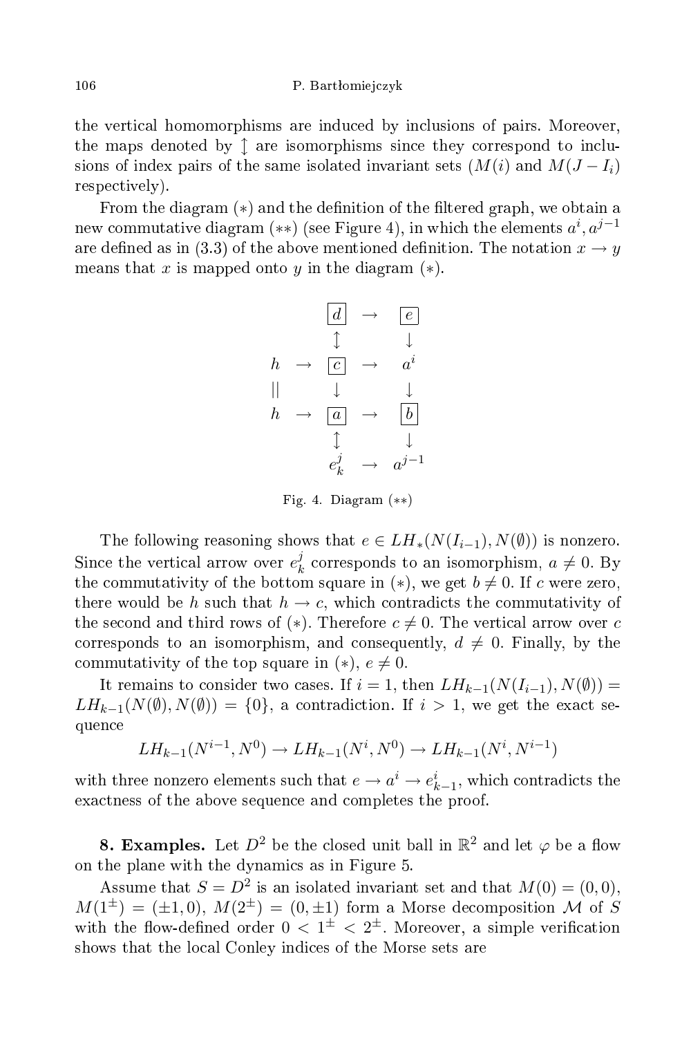the vertical homomorphisms are induced by inclusions of pairs. Moreover, the maps denoted by $\updownarrow$ are isomorphisms since they correspond to inclusions of index pairs of the same isolated invariant sets ($M(i)$ and $M(J - I_i)$ respectively).

From the diagram $(*)$ and the definition of the filtered graph, we obtain a new commutative diagram $(**)$ (see Figure 4), in which the elements $a^i, a^{j-1}$ are defined as in (3.3) of the above mentioned definition. The notation $x \to y$ means that $x$ is mapped onto $y$ in the diagram $(*)$.

$$
\begin{array}{ccccc}
 & & \boxed{d} & \to & \boxed{e} \\
 & & \updownarrow & & \downarrow \\
h & \to & \boxed{c} & \to & a^i \\
\| & & \downarrow & & \downarrow \\
h & \to & \boxed{a} & \to & \boxed{b} \\
 & & \updownarrow & & \downarrow \\
 & & e^j_k & \to & a^{j-1}
\end{array}
$$

Fig. 4. Diagram $(**)$

The following reasoning shows that $e \in LH_*(N(I_{i-1}), N(\emptyset))$ is nonzero. Since the vertical arrow over $e^j_k$ corresponds to an isomorphism, $a \neq 0$. By the commutativity of the bottom square in $(*)$, we get $b \neq 0$. If $c$ were zero, there would be $h$ such that $h \to c$, which contradicts the commutativity of the second and third rows of $(*)$. Therefore $c \neq 0$. The vertical arrow over $c$ corresponds to an isomorphism, and consequently, $d \neq 0$. Finally, by the commutativity of the top square in $(*)$, $e \neq 0$.

It remains to consider two cases. If $i = 1$, then $LH_{k-1}(N(I_{i-1}), N(\emptyset)) = LH_{k-1}(N(\emptyset), N(\emptyset)) = \{0\}$, a contradiction. If $i > 1$, we get the exact sequence

$$LH_{k-1}(N^{i-1}, N^0) \to LH_{k-1}(N^i, N^0) \to LH_{k-1}(N^i, N^{i-1})$$

with three nonzero elements such that $e \to a^i \to e^i_{k-1}$, which contradicts the exactness of the above sequence and completes the proof.

**8. Examples.** Let $D^2$ be the closed unit ball in $\mathbb{R}^2$ and let $\varphi$ be a flow on the plane with the dynamics as in Figure 5.

Assume that $S = D^2$ is an isolated invariant set and that $M(0) = (0,0)$, $M(1^\pm) = (\pm 1, 0)$, $M(2^\pm) = (0, \pm 1)$ form a Morse decomposition $\mathcal{M}$ of $S$ with the flow-defined order $0 < 1^\pm < 2^\pm$. Moreover, a simple verification shows that the local Conley indices of the Morse sets are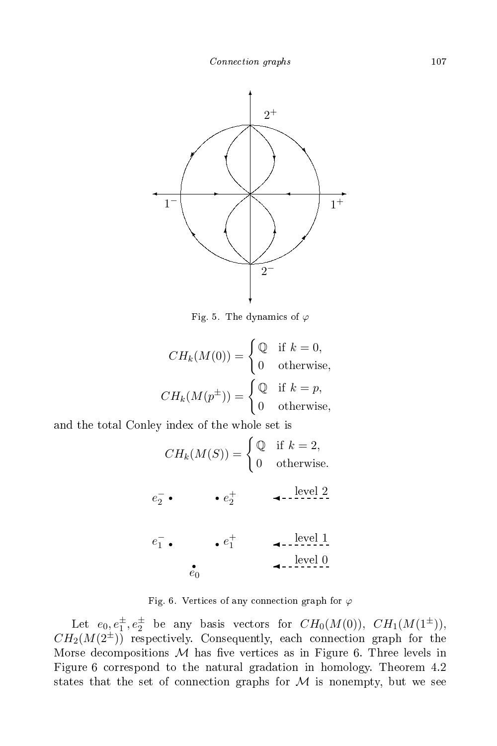Fig. 5. The dynamics of $\varphi$

$$CH_k(M(0)) = \begin{cases} \mathbb{Q} & \text{if } k = 0, \\ 0 & \text{otherwise}, \end{cases}$$

$$CH_k(M(p^{\pm})) = \begin{cases} \mathbb{Q} & \text{if } k = p, \\ 0 & \text{otherwise}, \end{cases}$$

and the total Conley index of the whole set is

$$CH_k(M(S)) = \begin{cases} \mathbb{Q} & \text{if } k = 2, \\ 0 & \text{otherwise}. \end{cases}$$

Fig. 6. Vertices of any connection graph for $\varphi$

Let $e_0, e_1^{\pm}, e_2^{\pm}$ be any basis vectors for $CH_0(M(0))$, $CH_1(M(1^{\pm}))$, $CH_2(M(2^{\pm}))$ respectively. Consequently, each connection graph for the Morse decompositions $\mathcal{M}$ has five vertices as in Figure 6. Three levels in Figure 6 correspond to the natural gradation in homology. Theorem 4.2 states that the set of connection graphs for $\mathcal{M}$ is nonempty, but we see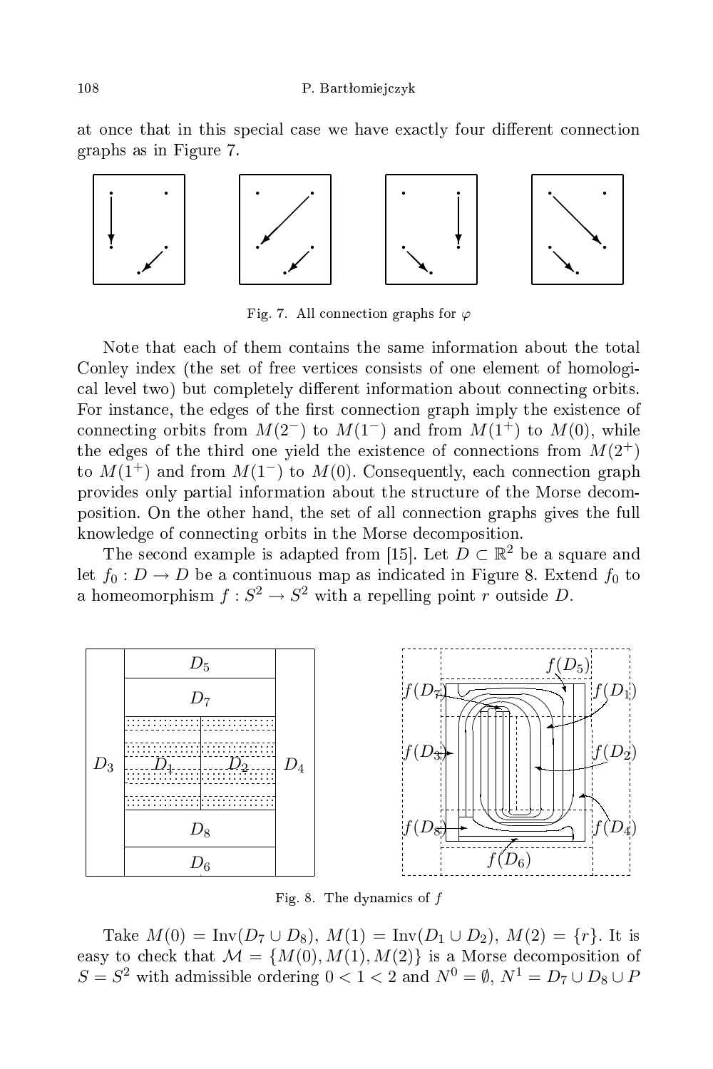at once that in this special case we have exactly four different connection graphs as in Figure 7.

Fig. 7. All connection graphs for $\varphi$

Note that each of them contains the same information about the total Conley index (the set of free vertices consists of one element of homological level two) but completely different information about connecting orbits. For instance, the edges of the first connection graph imply the existence of connecting orbits from $M(2^-)$ to $M(1^-)$ and from $M(1^+)$ to $M(0)$, while the edges of the third one yield the existence of connections from $M(2^+)$ to $M(1^+)$ and from $M(1^-)$ to $M(0)$. Consequently, each connection graph provides only partial information about the structure of the Morse decomposition. On the other hand, the set of all connection graphs gives the full knowledge of connecting orbits in the Morse decomposition.

The second example is adapted from [15]. Let $D \subset \mathbb{R}^2$ be a square and let $f_0 : D \to D$ be a continuous map as indicated in Figure 8. Extend $f_0$ to a homeomorphism $f : S^2 \to S^2$ with a repelling point $r$ outside $D$.

Fig. 8. The dynamics of $f$

Take $M(0) = \mathrm{Inv}(D_7 \cup D_8)$, $M(1) = \mathrm{Inv}(D_1 \cup D_2)$, $M(2) = \{r\}$. It is easy to check that $\mathcal{M} = \{M(0), M(1), M(2)\}$ is a Morse decomposition of $S = S^2$ with admissible ordering $0 < 1 < 2$ and $N^0 = \emptyset$, $N^1 = D_7 \cup D_8 \cup P$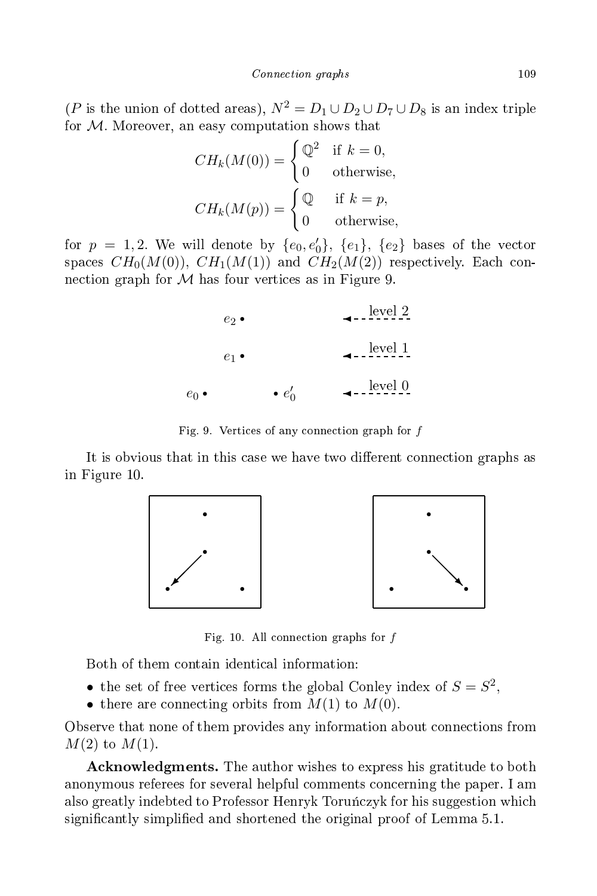($P$ is the union of dotted areas), $N^2 = D_1 \cup D_2 \cup D_7 \cup D_8$ is an index triple for $\mathcal{M}$. Moreover, an easy computation shows that

$$CH_k(M(0)) = \begin{cases} \mathbb{Q}^2 & \text{if } k = 0, \\ 0 & \text{otherwise,} \end{cases}$$

$$CH_k(M(p)) = \begin{cases} \mathbb{Q} & \text{if } k = p, \\ 0 & \text{otherwise,} \end{cases}$$

for $p = 1, 2$. We will denote by $\{e_0, e_0'\}$, $\{e_1\}$, $\{e_2\}$ bases of the vector spaces $CH_0(M(0))$, $CH_1(M(1))$ and $CH_2(M(2))$ respectively. Each connection graph for $\mathcal{M}$ has four vertices as in Figure 9.

Fig. 9. Vertices of any connection graph for $f$

It is obvious that in this case we have two different connection graphs as in Figure 10.

Fig. 10. All connection graphs for $f$

Both of them contain identical information:

- the set of free vertices forms the global Conley index of $S = S^2$,
- there are connecting orbits from $M(1)$ to $M(0)$.

Observe that none of them provides any information about connections from $M(2)$ to $M(1)$.

**Acknowledgments.** The author wishes to express his gratitude to both anonymous referees for several helpful comments concerning the paper. I am also greatly indebted to Professor Henryk Toruńczyk for his suggestion which significantly simplified and shortened the original proof of Lemma 5.1.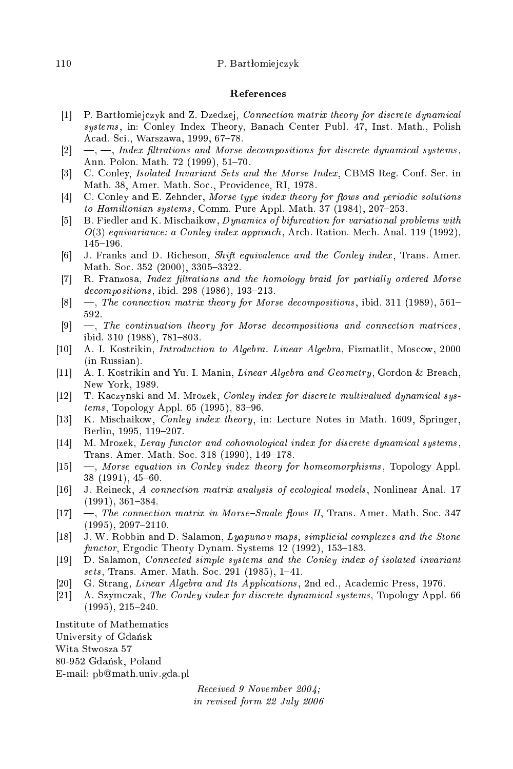## References

[1] P. Bartłomiejczyk and Z. Dzedzej, *Connection matrix theory for discrete dynamical systems*, in: Conley Index Theory, Banach Center Publ. 47, Inst. Math., Polish Acad. Sci., Warszawa, 1999, 67–78.

[2] —, —, *Index filtrations and Morse decompositions for discrete dynamical systems*, Ann. Polon. Math. 72 (1999), 51–70.

[3] C. Conley, *Isolated Invariant Sets and the Morse Index*, CBMS Reg. Conf. Ser. in Math. 38, Amer. Math. Soc., Providence, RI, 1978.

[4] C. Conley and E. Zehnder, *Morse type index theory for flows and periodic solutions to Hamiltonian systems*, Comm. Pure Appl. Math. 37 (1984), 207–253.

[5] B. Fiedler and K. Mischaikow, *Dynamics of bifurcation for variational problems with $O(3)$ equivariance: a Conley index approach*, Arch. Ration. Mech. Anal. 119 (1992), 145–196.

[6] J. Franks and D. Richeson, *Shift equivalence and the Conley index*, Trans. Amer. Math. Soc. 352 (2000), 3305–3322.

[7] R. Franzosa, *Index filtrations and the homology braid for partially ordered Morse decompositions*, ibid. 298 (1986), 193–213.

[8] —, *The connection matrix theory for Morse decompositions*, ibid. 311 (1989), 561–592.

[9] —, *The continuation theory for Morse decompositions and connection matrices*, ibid. 310 (1988), 781–803.

[10] A. I. Kostrikin, *Introduction to Algebra. Linear Algebra*, Fizmatlit, Moscow, 2000 (in Russian).

[11] A. I. Kostrikin and Yu. I. Manin, *Linear Algebra and Geometry*, Gordon & Breach, New York, 1989.

[12] T. Kaczynski and M. Mrozek, *Conley index for discrete multivalued dynamical systems*, Topology Appl. 65 (1995), 83–96.

[13] K. Mischaikow, *Conley index theory*, in: Lecture Notes in Math. 1609, Springer, Berlin, 1995, 119–207.

[14] M. Mrozek, *Leray functor and cohomological index for discrete dynamical systems*, Trans. Amer. Math. Soc. 318 (1990), 149–178.

[15] —, *Morse equation in Conley index theory for homeomorphisms*, Topology Appl. 38 (1991), 45–60.

[16] J. Reineck, *A connection matrix analysis of ecological models*, Nonlinear Anal. 17 (1991), 361–384.

[17] —, *The connection matrix in Morse–Smale flows II*, Trans. Amer. Math. Soc. 347 (1995), 2097–2110.

[18] J. W. Robbin and D. Salamon, *Lyapunov maps, simplicial complexes and the Stone functor*, Ergodic Theory Dynam. Systems 12 (1992), 153–183.

[19] D. Salamon, *Connected simple systems and the Conley index of isolated invariant sets*, Trans. Amer. Math. Soc. 291 (1985), 1–41.

[20] G. Strang, *Linear Algebra and Its Applications*, 2nd ed., Academic Press, 1976.

[21] A. Szymczak, *The Conley index for discrete dynamical systems*, Topology Appl. 66 (1995), 215–240.

Institute of Mathematics
University of Gdańsk
Wita Stwosza 57
80-952 Gdańsk, Poland
E-mail: pb@math.univ.gda.pl

*Received 9 November 2004;*
*in revised form 22 July 2006*